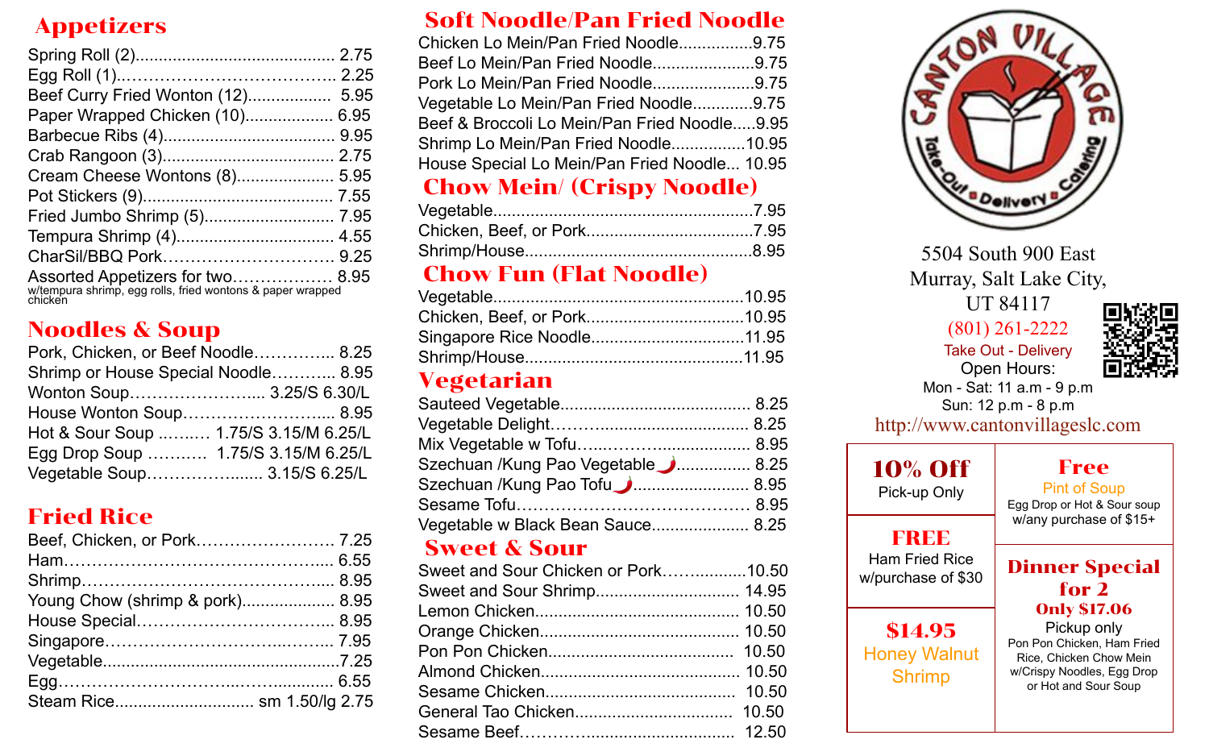## Appetizers

- Spring Roll (2)........................................... 2.75
- Egg Roll (1)…………………………………. 2.25
- Beef Curry Fried Wonton (12).................. 5.95
- Paper Wrapped Chicken (10)................... 6.95
- Barbecue Ribs (4).................................... 9.95
- Crab Rangoon (3)..................................... 2.75
- Cream Cheese Wontons (8)..................... 5.95
- Pot Stickers (9)......................................... 7.55
- Fried Jumbo Shrimp (5)............................ 7.95
- Tempura Shrimp (4).................................. 4.55
- CharSil/BBQ Pork…………………………. 9.25
- Assorted Appetizers for two……………… 8.95
  w/tempura shrimp, egg rolls, fried wontons & paper wrapped chicken

## Noodles & Soup

- Pork, Chicken, or Beef Noodle………….. 8.25
- Shrimp or House Special Noodle……….. 8.95
- Wonton Soup………………….... 3.25/S 6.30/L
- House Wonton Soup……………………... 8.95
- Hot & Sour Soup ……… 1.75/S 3.15/M 6.25/L
- Egg Drop Soup ……… 1.75/S 3.15/M 6.25/L
- Vegetable Soup…………….…... 3.15/S 6.25/L

## Fried Rice

- Beef, Chicken, or Pork……………………. 7.25
- Ham…………………………………………... 6.55
- Shrimp……………………………………….... 8.95
- Young Chow (shrimp & pork).................... 8.95
- House Special…………………………….... 8.95
- Singapore……………………………..…….. 7.95
- Vegetable...................................................7.25
- Egg……………………………..…….............. 6.55
- Steam Rice.............................. sm 1.50/lg 2.75

## Soft Noodle/Pan Fried Noodle

- Chicken Lo Mein/Pan Fried Noodle................9.75
- Beef Lo Mein/Pan Fried Noodle......................9.75
- Pork Lo Mein/Pan Fried Noodle......................9.75
- Vegetable Lo Mein/Pan Fried Noodle.............9.75
- Beef & Broccoli Lo Mein/Pan Fried Noodle.....9.95
- Shrimp Lo Mein/Pan Fried Noodle................10.95
- House Special Lo Mein/Pan Fried Noodle... 10.95

## Chow Mein/ (Crispy Noodle)

- Vegetable........................................................7.95
- Chicken, Beef, or Pork....................................7.95
- Shrimp/House.................................................8.95

## Chow Fun (Flat Noodle)

- Vegetable......................................................10.95
- Chicken, Beef, or Pork..................................10.95
- Singapore Rice Noodle.................................11.95
- Shrimp/House...............................................11.95

## Vegetarian

- Sauteed Vegetable......................................... 8.25
- Vegetable Delight……..................................... 8.25
- Mix Vegetable w Tofu…..……......................... 8.95
- Szechuan /Kung Pao Vegetable 🌶................ 8.25
- Szechuan /Kung Pao Tofu 🌶......................... 8.95
- Sesame Tofu……………………………………. 8.95
- Vegetable w Black Bean Sauce..................... 8.25

## Sweet & Sour

- Sweet and Sour Chicken or Pork……..........10.50
- Sweet and Sour Shrimp............................... 14.95
- Lemon Chicken............................................ 10.50
- Orange Chicken........................................... 10.50
- Pon Pon Chicken........................................ 10.50
- Almond Chicken........................................... 10.50
- Sesame Chicken......................................... 10.50
- General Tao Chicken.................................. 10.50
- Sesame Beef………….................................. 12.50

# Canton Village

Take-Out • Delivery • Catering

5504 South 900 East
Murray, Salt Lake City,
UT 84117

(801) 261-2222

Take Out - Delivery

Open Hours:
Mon - Sat: 11 a.m - 9 p.m
Sun: 12 p.m - 8 p.m

http://www.cantonvillageslc.com

### 10% Off
Pick-up Only

### FREE
Ham Fried Rice
w/purchase of $30

### $14.95
Honey Walnut Shrimp

### Free
Pint of Soup
Egg Drop or Hot & Sour soup
w/any purchase of $15+

### Dinner Special for 2
**Only $17.06**
Pickup only
Pon Pon Chicken, Ham Fried Rice, Chicken Chow Mein w/Crispy Noodles, Egg Drop or Hot and Sour Soup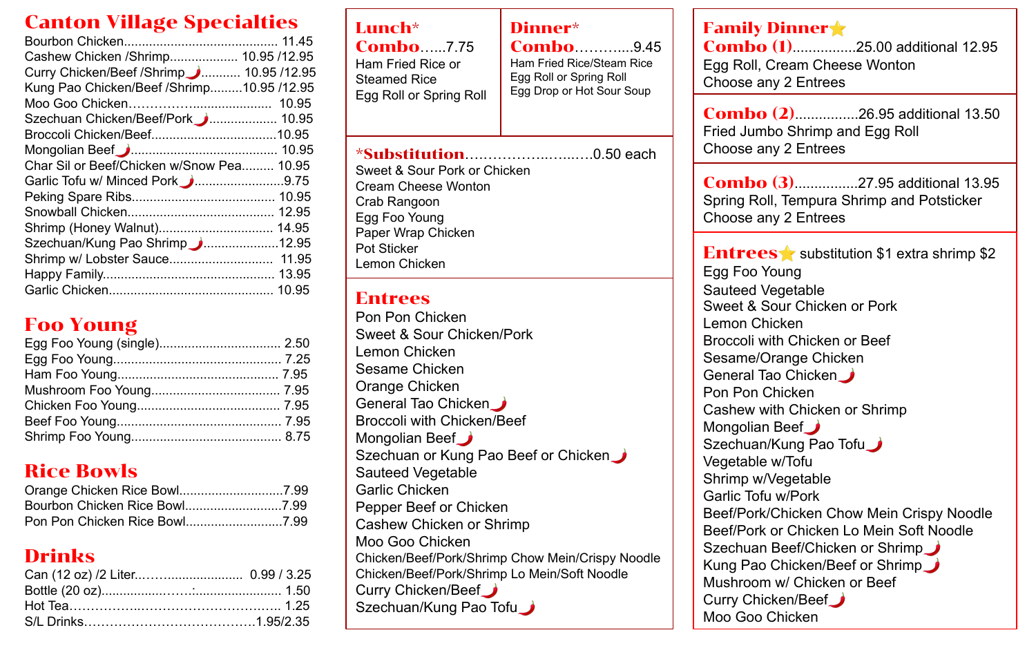## Canton Village Specialties

| | |
|---|---|
| Bourbon Chicken | 11.45 |
| Cashew Chicken /Shrimp | 10.95 /12.95 |
| Curry Chicken/Beef /Shrimp 🌶 | 10.95 /12.95 |
| Kung Pao Chicken/Beef /Shrimp | 10.95 /12.95 |
| Moo Goo Chicken | 10.95 |
| Szechuan Chicken/Beef/Pork 🌶 | 10.95 |
| Broccoli Chicken/Beef | 10.95 |
| Mongolian Beef 🌶 | 10.95 |
| Char Sil or Beef/Chicken w/Snow Pea | 10.95 |
| Garlic Tofu w/ Minced Pork 🌶 | 9.75 |
| Peking Spare Ribs | 10.95 |
| Snowball Chicken | 12.95 |
| Shrimp (Honey Walnut) | 14.95 |
| Szechuan/Kung Pao Shrimp 🌶 | 12.95 |
| Shrimp w/ Lobster Sauce | 11.95 |
| Happy Family | 13.95 |
| Garlic Chicken | 10.95 |

## Foo Young

| | |
|---|---|
| Egg Foo Young (single) | 2.50 |
| Egg Foo Young | 7.25 |
| Ham Foo Young | 7.95 |
| Mushroom Foo Young | 7.95 |
| Chicken Foo Young | 7.95 |
| Beef Foo Young | 7.95 |
| Shrimp Foo Young | 8.75 |

## Rice Bowls

| | |
|---|---|
| Orange Chicken Rice Bowl | 7.99 |
| Bourbon Chicken Rice Bowl | 7.99 |
| Pon Pon Chicken Rice Bowl | 7.99 |

## Drinks

| | |
|---|---|
| Can (12 oz) /2 Liter | 0.99 / 3.25 |
| Bottle (20 oz) | 1.50 |
| Hot Tea | 1.25 |
| S/L Drinks | 1.95/2.35 |

## Lunch* Combo......7.75

Ham Fried Rice or Steamed Rice
Egg Roll or Spring Roll

## Dinner* Combo..........9.45

Ham Fried Rice/Steam Rice
Egg Roll or Spring Roll
Egg Drop or Hot Sour Soup

## *Substitution..........0.50 each

Sweet & Sour Pork or Chicken
Cream Cheese Wonton
Crab Rangoon
Egg Foo Young
Paper Wrap Chicken
Pot Sticker
Lemon Chicken

## Entrees

Pon Pon Chicken
Sweet & Sour Chicken/Pork
Lemon Chicken
Sesame Chicken
Orange Chicken
General Tao Chicken 🌶
Broccoli with Chicken/Beef
Mongolian Beef 🌶
Szechuan or Kung Pao Beef or Chicken 🌶
Sauteed Vegetable
Garlic Chicken
Pepper Beef or Chicken
Cashew Chicken or Shrimp
Moo Goo Chicken
Chicken/Beef/Pork/Shrimp Chow Mein/Crispy Noodle
Chicken/Beef/Pork/Shrimp Lo Mein/Soft Noodle
Curry Chicken/Beef 🌶
Szechuan/Kung Pao Tofu 🌶

## Family Dinner⭐ Combo (1)..........25.00 additional 12.95

Egg Roll, Cream Cheese Wonton
Choose any 2 Entrees

## Combo (2)..........26.95 additional 13.50

Fried Jumbo Shrimp and Egg Roll
Choose any 2 Entrees

## Combo (3)..........27.95 additional 13.95

Spring Roll, Tempura Shrimp and Potsticker
Choose any 2 Entrees

## Entrees⭐ substitution $1 extra shrimp $2

Egg Foo Young
Sauteed Vegetable
Sweet & Sour Chicken or Pork
Lemon Chicken
Broccoli with Chicken or Beef
Sesame/Orange Chicken
General Tao Chicken 🌶
Pon Pon Chicken
Cashew with Chicken or Shrimp
Mongolian Beef 🌶
Szechuan/Kung Pao Tofu 🌶
Vegetable w/Tofu
Shrimp w/Vegetable
Garlic Tofu w/Pork
Beef/Pork/Chicken Chow Mein Crispy Noodle
Beef/Pork or Chicken Lo Mein Soft Noodle
Szechuan Beef/Chicken or Shrimp 🌶
Kung Pao Chicken/Beef or Shrimp 🌶
Mushroom w/ Chicken or Beef
Curry Chicken/Beef 🌶
Moo Goo Chicken